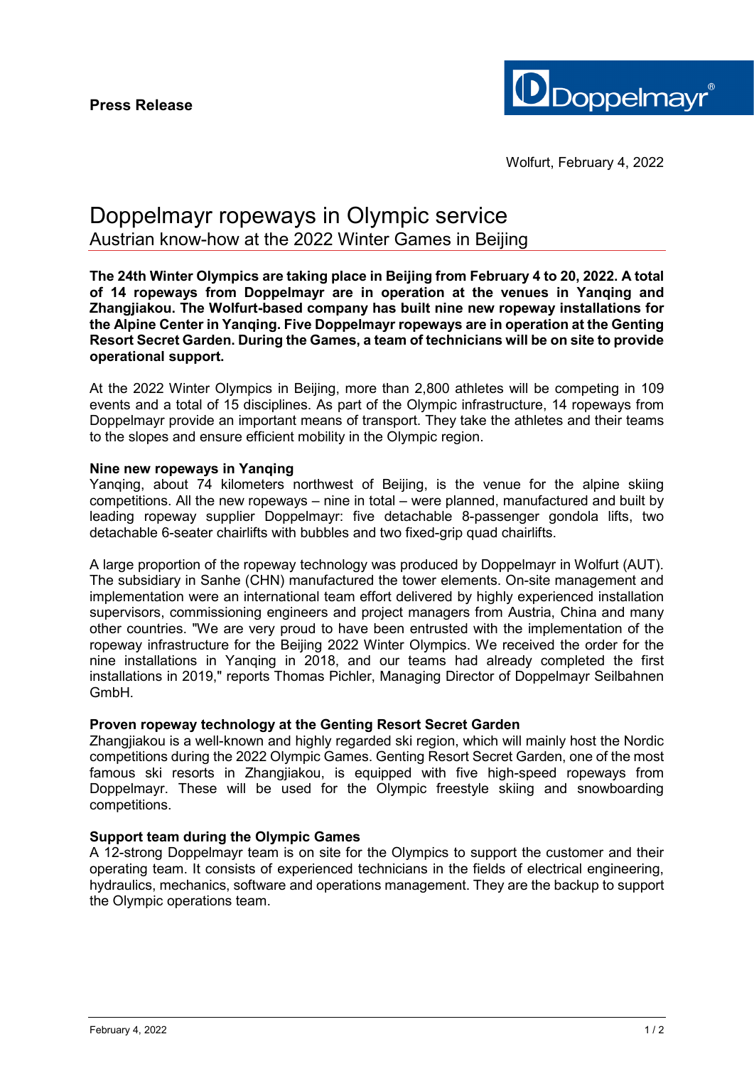**Press Release**

Wolfurt, February 4, 2022

# Doppelmayr ropeways in Olympic service

## Austrian know-how at the 2022 Winter Games in Beijing

**The 24th Winter Olympics are taking place in Beijing from February 4 to 20, 2022. A total of 14 ropeways from Doppelmayr are in operation at the venues in Yanqing and Zhangjiakou. The Wolfurt-based company has built nine new ropeway installations for the Alpine Center in Yanqing. Five Doppelmayr ropeways are in operation at the Genting Resort Secret Garden. During the Games, a team of technicians will be on site to provide operational support.**

At the 2022 Winter Olympics in Beijing, more than 2,800 athletes will be competing in 109 events and a total of 15 disciplines. As part of the Olympic infrastructure, 14 ropeways from Doppelmayr provide an important means of transport. They take the athletes and their teams to the slopes and ensure efficient mobility in the Olympic region.

**Nine new ropeways in Yanqing**

Yanqing, about 74 kilometers northwest of Beijing, is the venue for the alpine skiing competitions. All the new ropeways – nine in total – were planned, manufactured and built by leading ropeway supplier Doppelmayr: five detachable 8-passenger gondola lifts, two detachable 6-seater chairlifts with bubbles and two fixed-grip quad chairlifts.

A large proportion of the ropeway technology was produced by Doppelmayr in Wolfurt (AUT). The subsidiary in Sanhe (CHN) manufactured the tower elements. On-site management and implementation were an international team effort delivered by highly experienced installation supervisors, commissioning engineers and project managers from Austria, China and many other countries. "We are very proud to have been entrusted with the implementation of the ropeway infrastructure for the Beijing 2022 Winter Olympics. We received the order for the nine installations in Yanqing in 2018, and our teams had already completed the first installations in 2019," reports Thomas Pichler, Managing Director of Doppelmayr Seilbahnen GmbH.

**Proven ropeway technology at the Genting Resort Secret Garden**

Zhangjiakou is a well-known and highly regarded ski region, which will mainly host the Nordic competitions during the 2022 Olympic Games. Genting Resort Secret Garden, one of the most famous ski resorts in Zhangjiakou, is equipped with five high-speed ropeways from Doppelmayr. These will be used for the Olympic freestyle skiing and snowboarding competitions.

**Support team during the Olympic Games**

A 12-strong Doppelmayr team is on site for the Olympics to support the customer and their operating team. It consists of experienced technicians in the fields of electrical engineering, hydraulics, mechanics, software and operations management. They are the backup to support the Olympic operations team.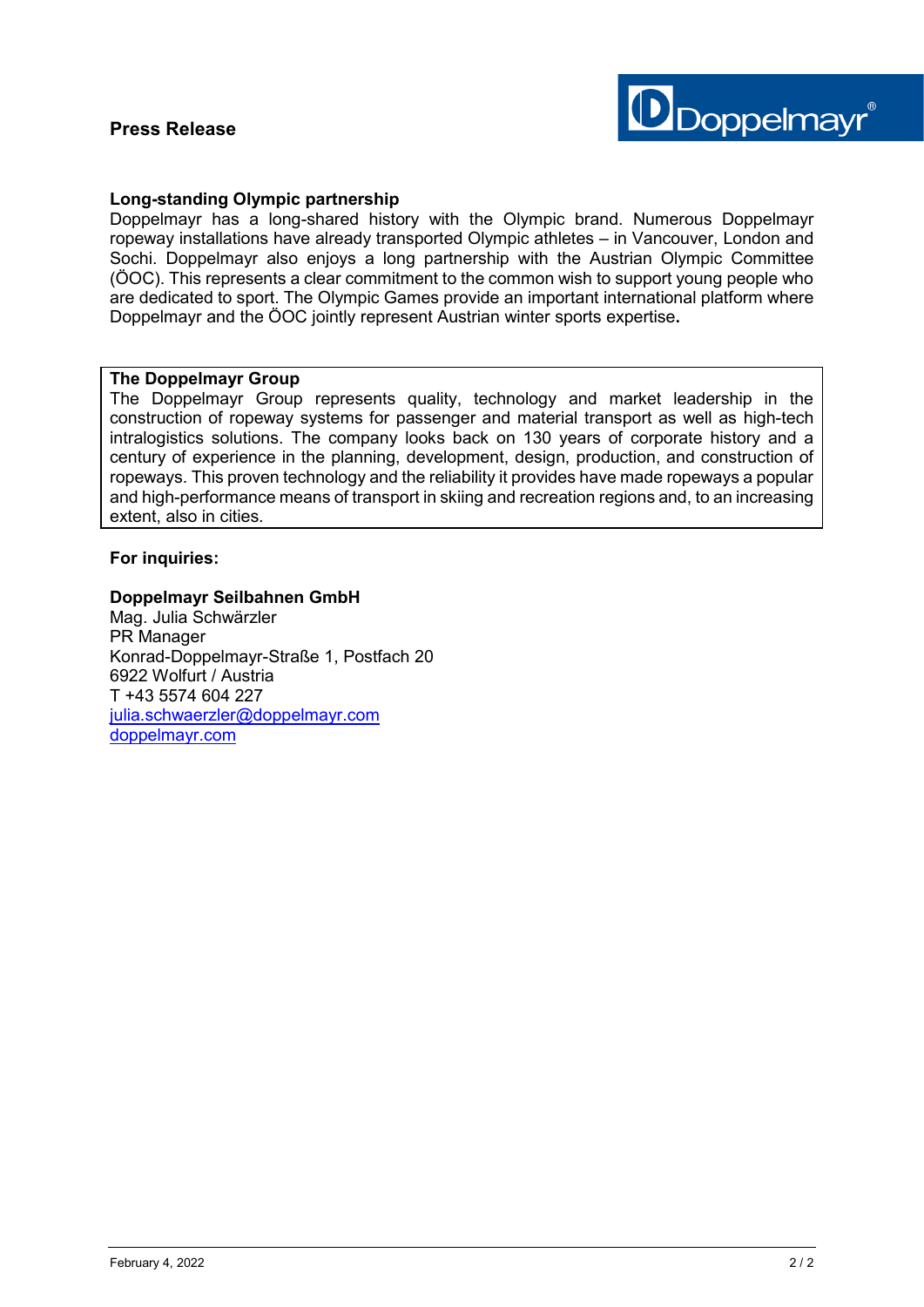**Press Release**

**Long-standing Olympic partnership**

Doppelmayr has a long-shared history with the Olympic brand. Numerous Doppelmayr ropeway installations have already transported Olympic athletes – in Vancouver, London and Sochi. Doppelmayr also enjoys a long partnership with the Austrian Olympic Committee (ÖOC). This represents a clear commitment to the common wish to support young people who are dedicated to sport. The Olympic Games provide an important international platform where Doppelmayr and the ÖOC jointly represent Austrian winter sports expertise.

**The Doppelmayr Group**

The Doppelmayr Group represents quality, technology and market leadership in the construction of ropeway systems for passenger and material transport as well as high-tech intralogistics solutions. The company looks back on 130 years of corporate history and a century of experience in the planning, development, design, production, and construction of ropeways. This proven technology and the reliability it provides have made ropeways a popular and high-performance means of transport in skiing and recreation regions and, to an increasing extent, also in cities.

**For inquiries:**

**Doppelmayr Seilbahnen GmbH**
Mag. Julia Schwärzler
PR Manager
Konrad-Doppelmayr-Straße 1, Postfach 20
6922 Wolfurt / Austria
T +43 5574 604 227
julia.schwaerzler@doppelmayr.com
doppelmayr.com